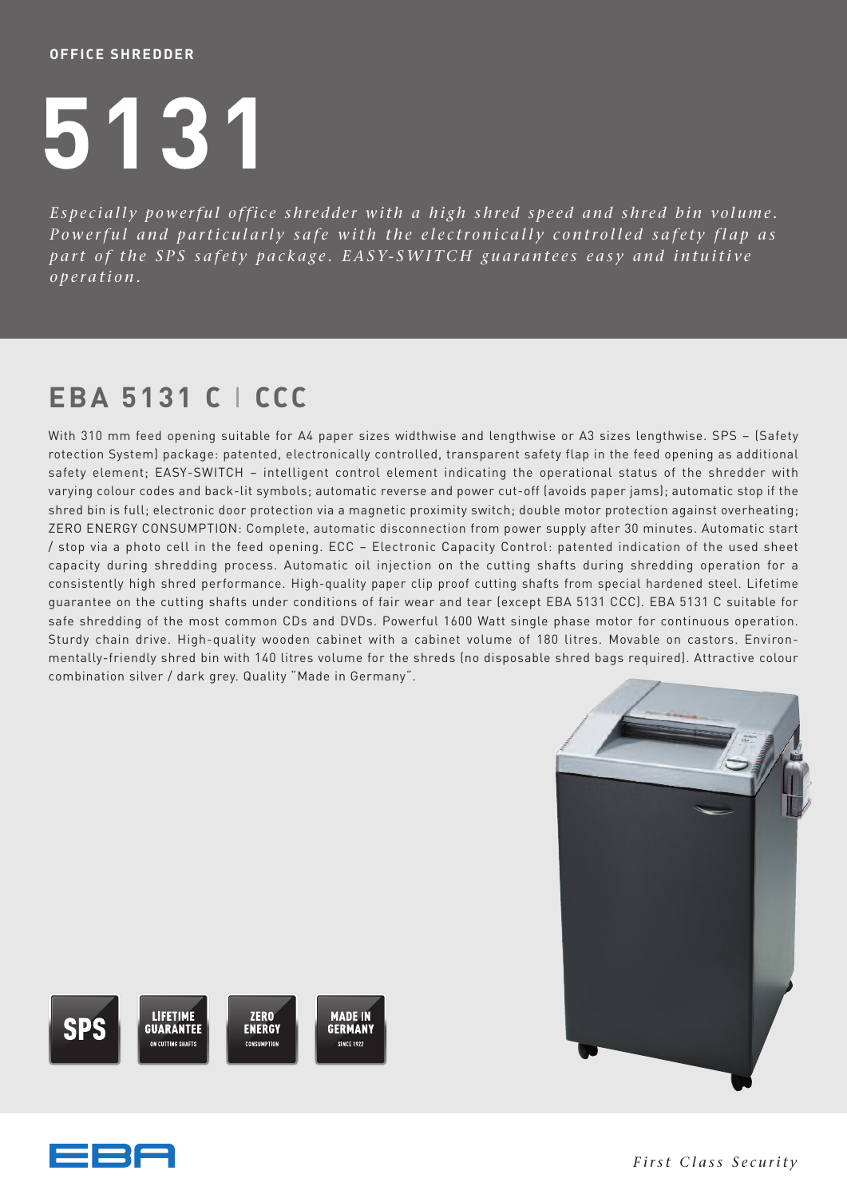**OFFICE SHREDDER**

# 5131

*Especially powerful office shredder with a high shred speed and shred bin volume. Powerful and particularly safe with the electronically controlled safety flap as part of the SPS safety package. EASY-SWITCH guarantees easy and intuitive operation.*

## EBA 5131 C | CCC

With 310 mm feed opening suitable for A4 paper sizes widthwise and lengthwise or A3 sizes lengthwise. SPS – (Safety rotection System) package: patented, electronically controlled, transparent safety flap in the feed opening as additional safety element; EASY-SWITCH – intelligent control element indicating the operational status of the shredder with varying colour codes and back-lit symbols; automatic reverse and power cut-off (avoids paper jams); automatic stop if the shred bin is full; electronic door protection via a magnetic proximity switch; double motor protection against overheating; ZERO ENERGY CONSUMPTION: Complete, automatic disconnection from power supply after 30 minutes. Automatic start / stop via a photo cell in the feed opening. ECC – Electronic Capacity Control: patented indication of the used sheet capacity during shredding process. Automatic oil injection on the cutting shafts during shredding operation for a consistently high shred performance. High-quality paper clip proof cutting shafts from special hardened steel. Lifetime guarantee on the cutting shafts under conditions of fair wear and tear (except EBA 5131 CCC). EBA 5131 C suitable for safe shredding of the most common CDs and DVDs. Powerful 1600 Watt single phase motor for continuous operation. Sturdy chain drive. High-quality wooden cabinet with a cabinet volume of 180 litres. Movable on castors. Environ-mentally-friendly shred bin with 140 litres volume for the shreds (no disposable shred bags required). Attractive colour combination silver / dark grey. Quality "Made in Germany".

SPS | LIFETIME GUARANTEE ON CUTTING SHAFTS | ZERO ENERGY CONSUMPTION | MADE IN GERMANY SINCE 1922

EBA

*First Class Security*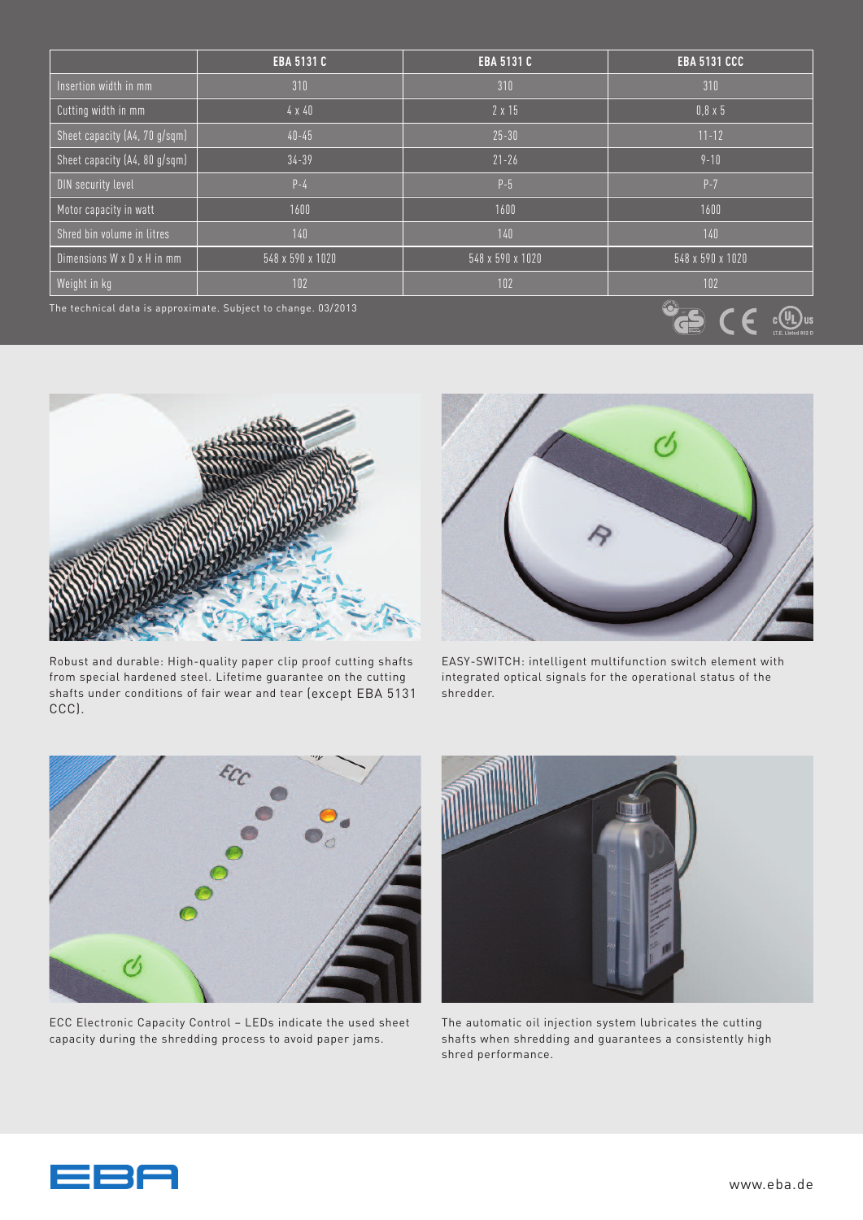| | EBA 5131 C | EBA 5131 C | EBA 5131 CCC |
|---|---|---|---|
| Insertion width in mm | 310 | 310 | 310 |
| Cutting width in mm | 4 x 40 | 2 x 15 | 0,8 x 5 |
| Sheet capacity (A4, 70 g/sqm) | 40-45 | 25-30 | 11-12 |
| Sheet capacity (A4, 80 g/sqm) | 34-39 | 21-26 | 9-10 |
| DIN security level | P-4 | P-5 | P-7 |
| Motor capacity in watt | 1600 | 1600 | 1600 |
| Shred bin volume in litres | 140 | 140 | 140 |
| Dimensions W x D x H in mm | 548 x 590 x 1020 | 548 x 590 x 1020 | 548 x 590 x 1020 |
| Weight in kg | 102 | 102 | 102 |

The technical data is approximate. Subject to change. 03/2013

Robust and durable: High-quality paper clip proof cutting shafts from special hardened steel. Lifetime guarantee on the cutting shafts under conditions of fair wear and tear (except EBA 5131 CCC).

EASY-SWITCH: intelligent multifunction switch element with integrated optical signals for the operational status of the shredder.

ECC Electronic Capacity Control – LEDs indicate the used sheet capacity during the shredding process to avoid paper jams.

The automatic oil injection system lubricates the cutting shafts when shredding and guarantees a consistently high shred performance.

EBA

www.eba.de